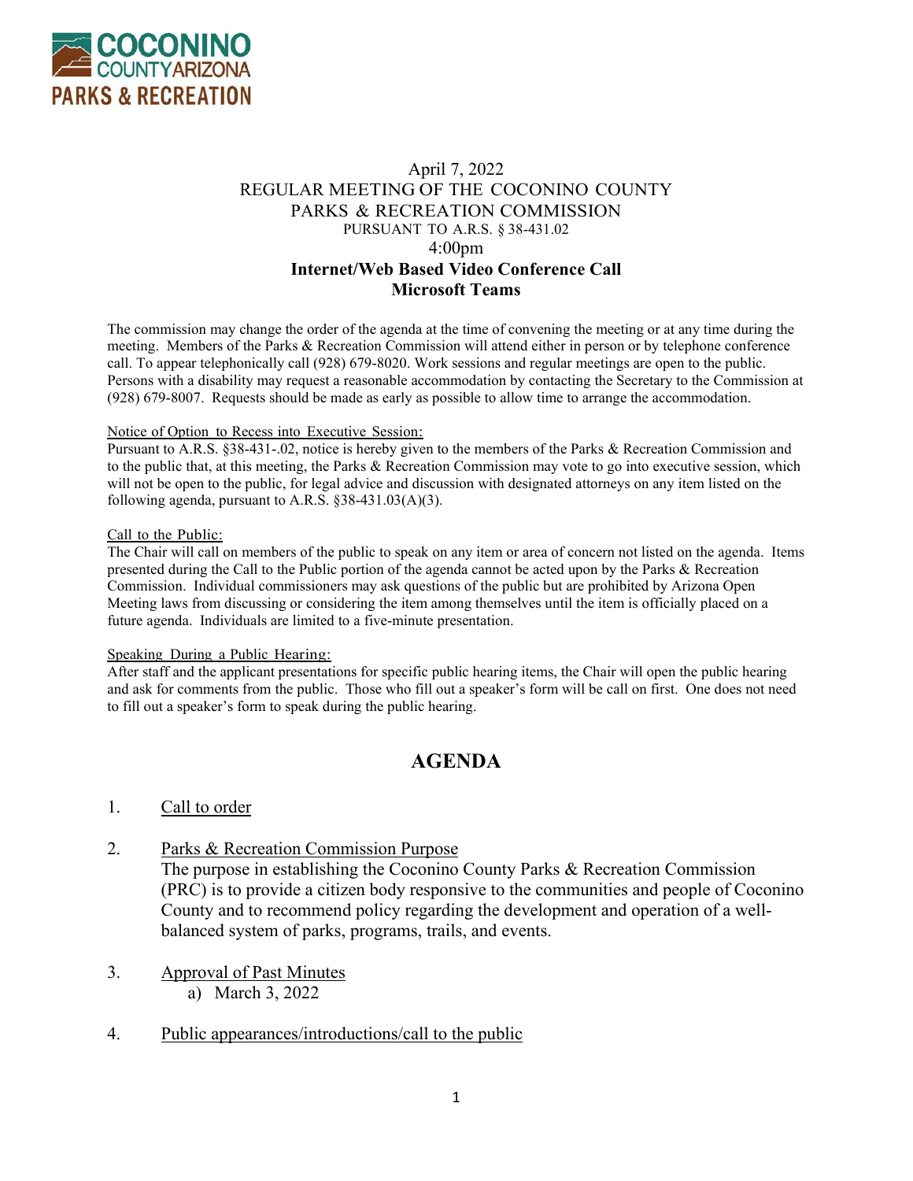COCONINO COUNTY ARIZONA PARKS & RECREATION

April 7, 2022
REGULAR MEETING OF THE COCONINO COUNTY PARKS & RECREATION COMMISSION
PURSUANT TO A.R.S. § 38-431.02
4:00pm
**Internet/Web Based Video Conference Call**
**Microsoft Teams**

The commission may change the order of the agenda at the time of convening the meeting or at any time during the meeting. Members of the Parks & Recreation Commission will attend either in person or by telephone conference call. To appear telephonically call (928) 679-8020. Work sessions and regular meetings are open to the public. Persons with a disability may request a reasonable accommodation by contacting the Secretary to the Commission at (928) 679-8007. Requests should be made as early as possible to allow time to arrange the accommodation.

Notice of Option to Recess into Executive Session:
Pursuant to A.R.S. §38-431-.02, notice is hereby given to the members of the Parks & Recreation Commission and to the public that, at this meeting, the Parks & Recreation Commission may vote to go into executive session, which will not be open to the public, for legal advice and discussion with designated attorneys on any item listed on the following agenda, pursuant to A.R.S. §38-431.03(A)(3).

Call to the Public:
The Chair will call on members of the public to speak on any item or area of concern not listed on the agenda. Items presented during the Call to the Public portion of the agenda cannot be acted upon by the Parks & Recreation Commission. Individual commissioners may ask questions of the public but are prohibited by Arizona Open Meeting laws from discussing or considering the item among themselves until the item is officially placed on a future agenda. Individuals are limited to a five-minute presentation.

Speaking During a Public Hearing:
After staff and the applicant presentations for specific public hearing items, the Chair will open the public hearing and ask for comments from the public. Those who fill out a speaker's form will be call on first. One does not need to fill out a speaker's form to speak during the public hearing.

## AGENDA

1. Call to order

2. Parks & Recreation Commission Purpose
   The purpose in establishing the Coconino County Parks & Recreation Commission (PRC) is to provide a citizen body responsive to the communities and people of Coconino County and to recommend policy regarding the development and operation of a well-balanced system of parks, programs, trails, and events.

3. Approval of Past Minutes
   a) March 3, 2022

4. Public appearances/introductions/call to the public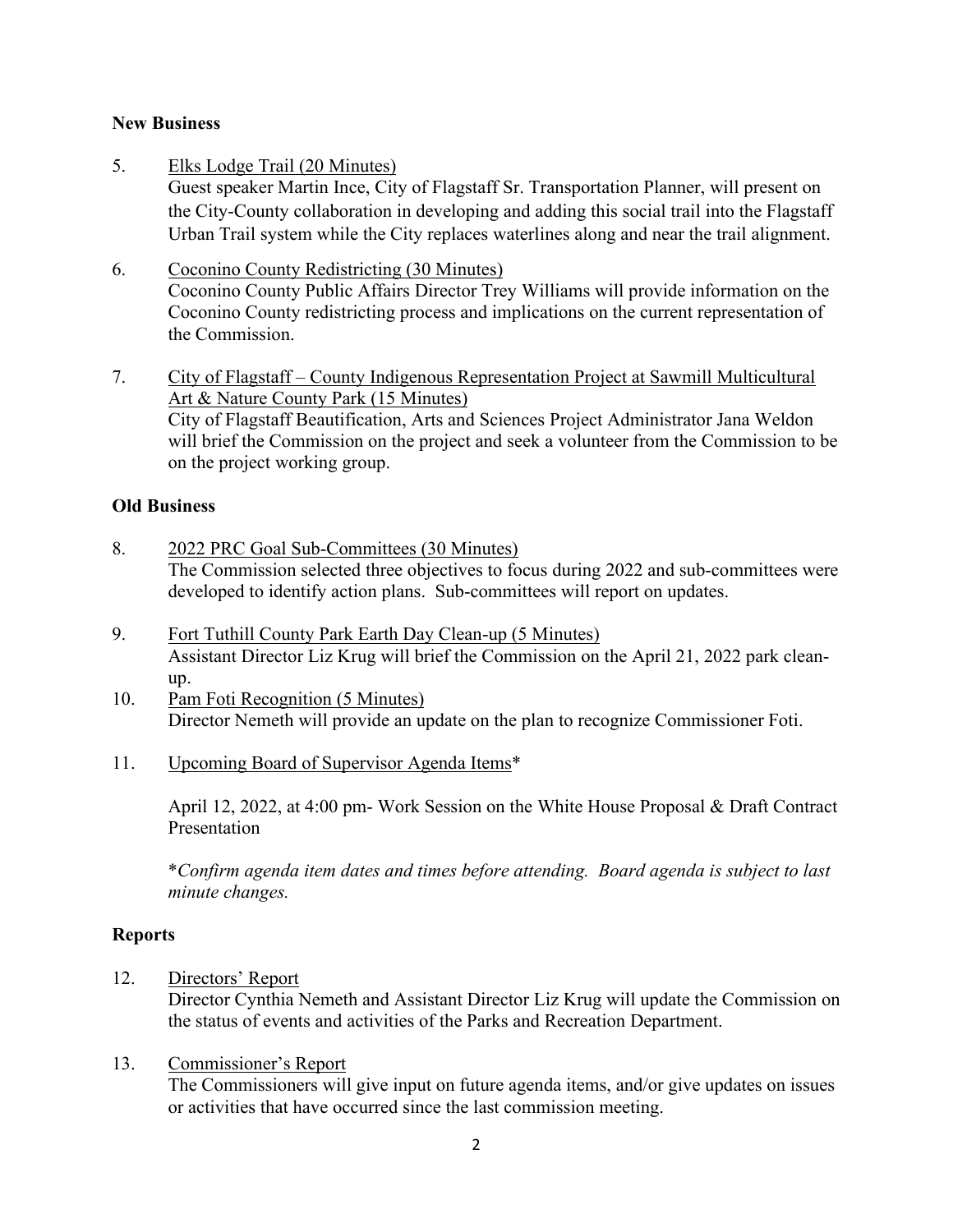**New Business**

5. Elks Lodge Trail (20 Minutes)
   Guest speaker Martin Ince, City of Flagstaff Sr. Transportation Planner, will present on the City-County collaboration in developing and adding this social trail into the Flagstaff Urban Trail system while the City replaces waterlines along and near the trail alignment.

6. Coconino County Redistricting (30 Minutes)
   Coconino County Public Affairs Director Trey Williams will provide information on the Coconino County redistricting process and implications on the current representation of the Commission.

7. City of Flagstaff – County Indigenous Representation Project at Sawmill Multicultural Art & Nature County Park (15 Minutes)
   City of Flagstaff Beautification, Arts and Sciences Project Administrator Jana Weldon will brief the Commission on the project and seek a volunteer from the Commission to be on the project working group.

**Old Business**

8. 2022 PRC Goal Sub-Committees (30 Minutes)
   The Commission selected three objectives to focus during 2022 and sub-committees were developed to identify action plans. Sub-committees will report on updates.

9. Fort Tuthill County Park Earth Day Clean-up (5 Minutes)
   Assistant Director Liz Krug will brief the Commission on the April 21, 2022 park clean-up.

10. Pam Foti Recognition (5 Minutes)
    Director Nemeth will provide an update on the plan to recognize Commissioner Foti.

11. Upcoming Board of Supervisor Agenda Items*

    April 12, 2022, at 4:00 pm- Work Session on the White House Proposal & Draft Contract Presentation

    **Confirm agenda item dates and times before attending. Board agenda is subject to last minute changes.*

**Reports**

12. Directors' Report
    Director Cynthia Nemeth and Assistant Director Liz Krug will update the Commission on the status of events and activities of the Parks and Recreation Department.

13. Commissioner's Report
    The Commissioners will give input on future agenda items, and/or give updates on issues or activities that have occurred since the last commission meeting.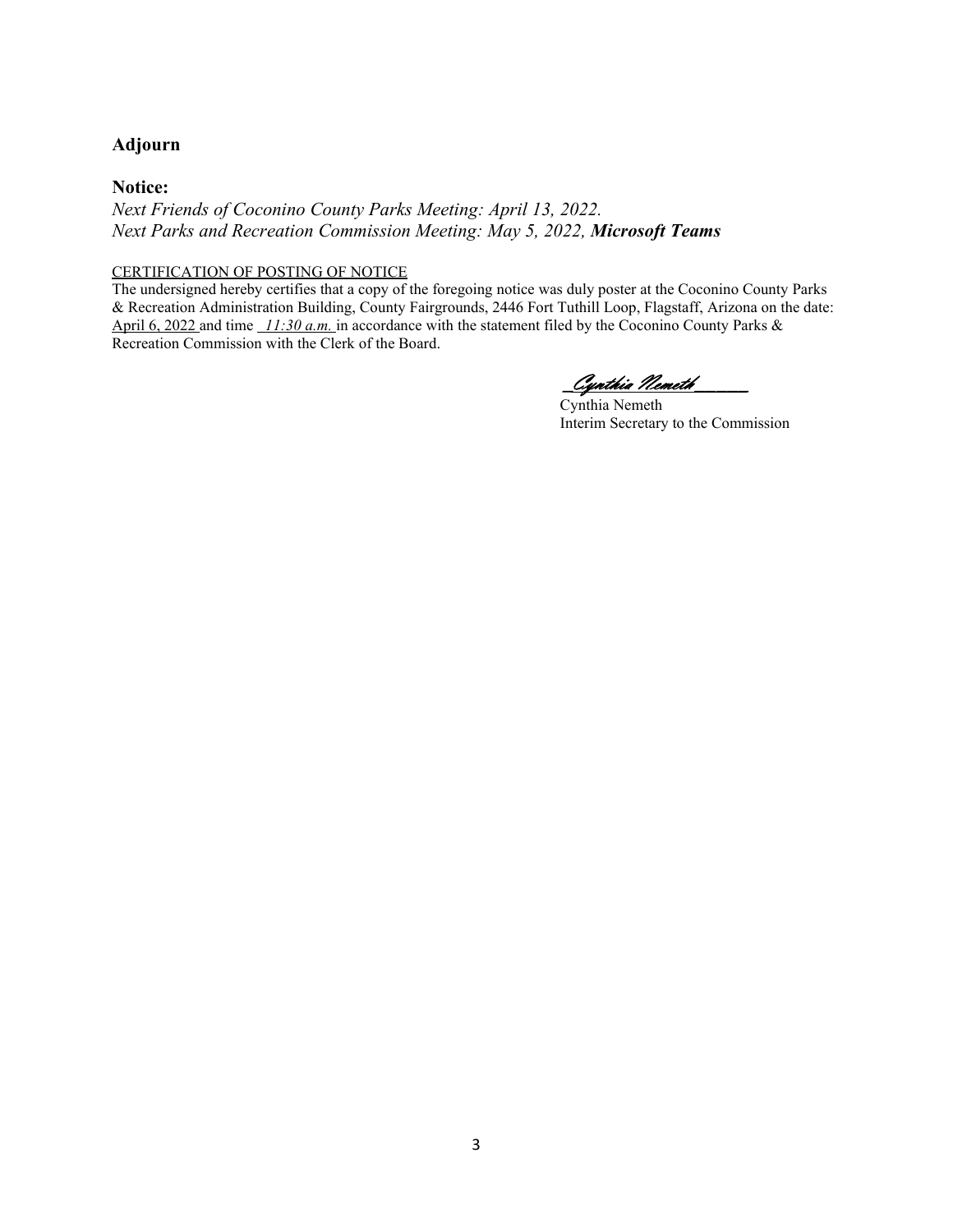## Adjourn

## Notice:

*Next Friends of Coconino County Parks Meeting: April 13, 2022.*
*Next Parks and Recreation Commission Meeting: May 5, 2022,* ***Microsoft Teams***

<u>CERTIFICATION OF POSTING OF NOTICE</u>

The undersigned hereby certifies that a copy of the foregoing notice was duly poster at the Coconino County Parks & Recreation Administration Building, County Fairgrounds, 2446 Fort Tuthill Loop, Flagstaff, Arizona on the date: <u>April 6, 2022</u> and time <u>*11:30 a.m.*</u> in accordance with the statement filed by the Coconino County Parks & Recreation Commission with the Clerk of the Board.

_Cynthia Nemeth_____

Cynthia Nemeth
Interim Secretary to the Commission